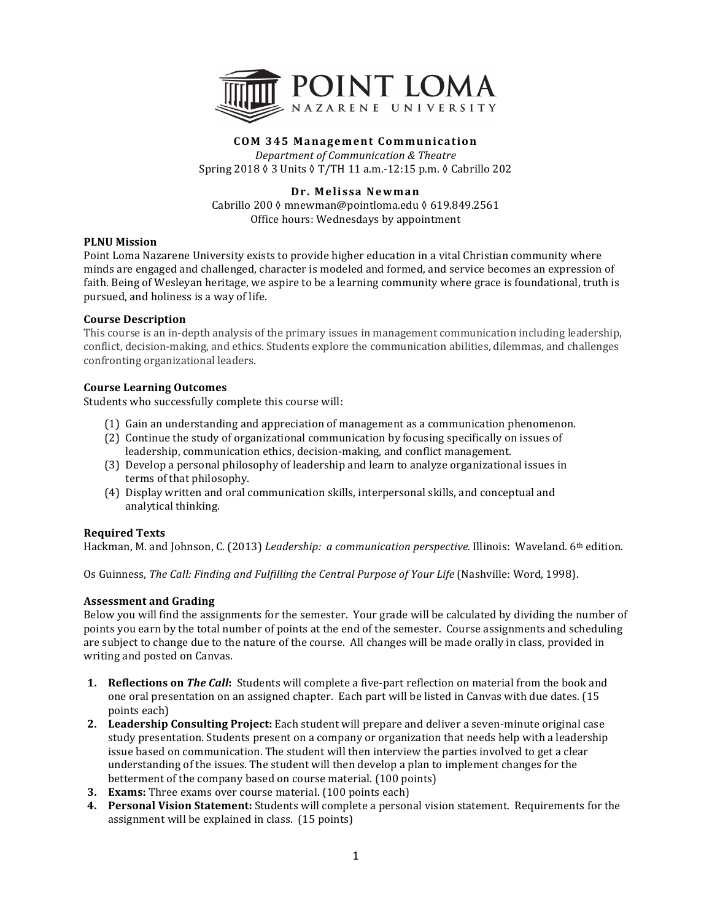# POINT LOMA NAZARENE UNIVERSITY

**COM 345 Management Communication**

*Department of Communication & Theatre*

Spring 2018 ◊ 3 Units ◊ T/TH 11 a.m.-12:15 p.m. ◊ Cabrillo 202

**Dr. Melissa Newman**

Cabrillo 200 ◊ mnewman@pointloma.edu ◊ 619.849.2561

Office hours: Wednesdays by appointment

**PLNU Mission**

Point Loma Nazarene University exists to provide higher education in a vital Christian community where minds are engaged and challenged, character is modeled and formed, and service becomes an expression of faith. Being of Wesleyan heritage, we aspire to be a learning community where grace is foundational, truth is pursued, and holiness is a way of life.

**Course Description**

This course is an in-depth analysis of the primary issues in management communication including leadership, conflict, decision-making, and ethics. Students explore the communication abilities, dilemmas, and challenges confronting organizational leaders.

**Course Learning Outcomes**

Students who successfully complete this course will:

(1) Gain an understanding and appreciation of management as a communication phenomenon.
(2) Continue the study of organizational communication by focusing specifically on issues of leadership, communication ethics, decision-making, and conflict management.
(3) Develop a personal philosophy of leadership and learn to analyze organizational issues in terms of that philosophy.
(4) Display written and oral communication skills, interpersonal skills, and conceptual and analytical thinking.

**Required Texts**

Hackman, M. and Johnson, C. (2013) *Leadership: a communication perspective.* Illinois: Waveland. 6th edition.

Os Guinness, *The Call: Finding and Fulfilling the Central Purpose of Your Life* (Nashville: Word, 1998).

**Assessment and Grading**

Below you will find the assignments for the semester. Your grade will be calculated by dividing the number of points you earn by the total number of points at the end of the semester. Course assignments and scheduling are subject to change due to the nature of the course. All changes will be made orally in class, provided in writing and posted on Canvas.

1. **Reflections on *The Call*:** Students will complete a five-part reflection on material from the book and one oral presentation on an assigned chapter. Each part will be listed in Canvas with due dates. (15 points each)
2. **Leadership Consulting Project:** Each student will prepare and deliver a seven-minute original case study presentation. Students present on a company or organization that needs help with a leadership issue based on communication. The student will then interview the parties involved to get a clear understanding of the issues. The student will then develop a plan to implement changes for the betterment of the company based on course material. (100 points)
3. **Exams:** Three exams over course material. (100 points each)
4. **Personal Vision Statement:** Students will complete a personal vision statement. Requirements for the assignment will be explained in class. (15 points)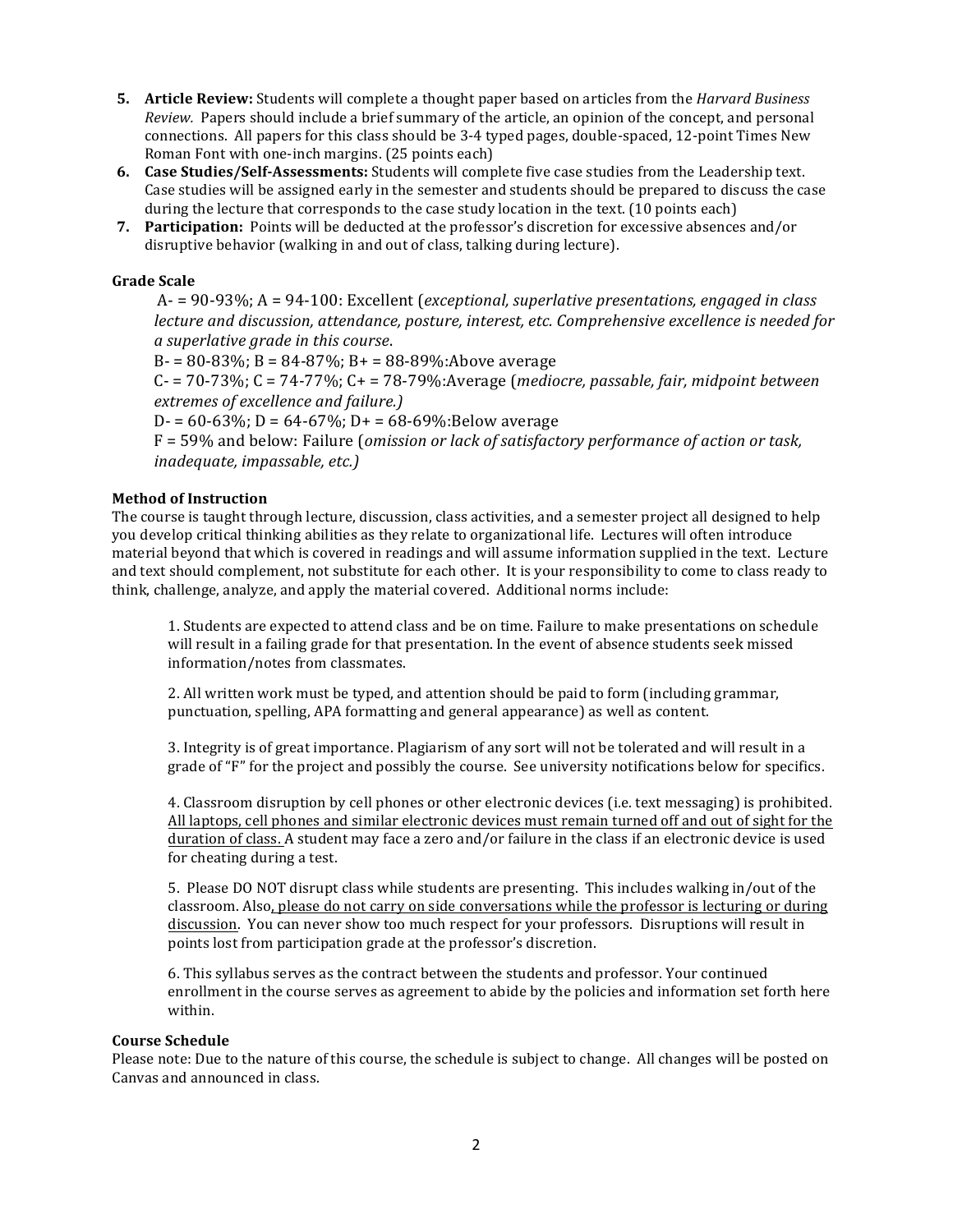5. **Article Review:** Students will complete a thought paper based on articles from the *Harvard Business Review.* Papers should include a brief summary of the article, an opinion of the concept, and personal connections. All papers for this class should be 3-4 typed pages, double-spaced, 12-point Times New Roman Font with one-inch margins. (25 points each)
6. **Case Studies/Self-Assessments:** Students will complete five case studies from the Leadership text. Case studies will be assigned early in the semester and students should be prepared to discuss the case during the lecture that corresponds to the case study location in the text. (10 points each)
7. **Participation:** Points will be deducted at the professor's discretion for excessive absences and/or disruptive behavior (walking in and out of class, talking during lecture).

**Grade Scale**

A- = 90-93%; A = 94-100: Excellent (*exceptional, superlative presentations, engaged in class lecture and discussion, attendance, posture, interest, etc. Comprehensive excellence is needed for a superlative grade in this course*.

B- = 80-83%; B = 84-87%; B+ = 88-89%:Above average

C- = 70-73%; C = 74-77%; C+ = 78-79%:Average (*mediocre, passable, fair, midpoint between extremes of excellence and failure.)*

D- = 60-63%; D = 64-67%; D+ = 68-69%:Below average

F = 59% and below: Failure (*omission or lack of satisfactory performance of action or task, inadequate, impassable, etc.)*

**Method of Instruction**

The course is taught through lecture, discussion, class activities, and a semester project all designed to help you develop critical thinking abilities as they relate to organizational life. Lectures will often introduce material beyond that which is covered in readings and will assume information supplied in the text. Lecture and text should complement, not substitute for each other. It is your responsibility to come to class ready to think, challenge, analyze, and apply the material covered. Additional norms include:

1. Students are expected to attend class and be on time. Failure to make presentations on schedule will result in a failing grade for that presentation. In the event of absence students seek missed information/notes from classmates.

2. All written work must be typed, and attention should be paid to form (including grammar, punctuation, spelling, APA formatting and general appearance) as well as content.

3. Integrity is of great importance. Plagiarism of any sort will not be tolerated and will result in a grade of "F" for the project and possibly the course. See university notifications below for specifics.

4. Classroom disruption by cell phones or other electronic devices (i.e. text messaging) is prohibited. <u>All laptops, cell phones and similar electronic devices must remain turned off and out of sight for the duration of class.</u> A student may face a zero and/or failure in the class if an electronic device is used for cheating during a test.

5. Please DO NOT disrupt class while students are presenting. This includes walking in/out of the classroom. Also<u>, please do not carry on side conversations while the professor is lecturing or during discussion</u>. You can never show too much respect for your professors. Disruptions will result in points lost from participation grade at the professor's discretion.

6. This syllabus serves as the contract between the students and professor. Your continued enrollment in the course serves as agreement to abide by the policies and information set forth here within.

**Course Schedule**

Please note: Due to the nature of this course, the schedule is subject to change. All changes will be posted on Canvas and announced in class.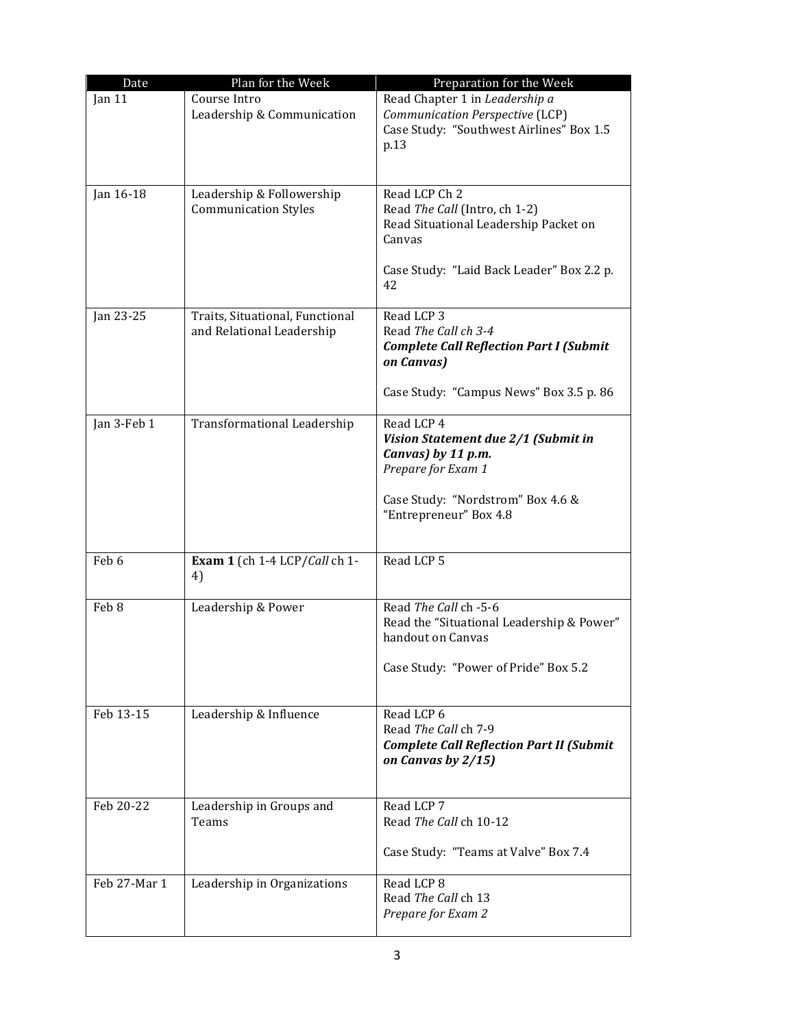| Date | Plan for the Week | Preparation for the Week |
|---|---|---|
| Jan 11 | Course Intro<br>Leadership & Communication | Read Chapter 1 in *Leadership a Communication Perspective* (LCP)<br>Case Study: "Southwest Airlines" Box 1.5 p.13 |
| Jan 16-18 | Leadership & Followership Communication Styles | Read LCP Ch 2<br>Read *The Call* (Intro, ch 1-2)<br>Read Situational Leadership Packet on Canvas<br><br>Case Study: "Laid Back Leader" Box 2.2 p. 42 |
| Jan 23-25 | Traits, Situational, Functional and Relational Leadership | Read LCP 3<br>Read *The Call ch 3-4*<br>***Complete Call Reflection Part I (Submit on Canvas)***<br><br>Case Study: "Campus News" Box 3.5 p. 86 |
| Jan 3-Feb 1 | Transformational Leadership | Read LCP 4<br>***Vision Statement due 2/1 (Submit in Canvas) by 11 p.m.***<br>*Prepare for Exam 1*<br><br>Case Study: "Nordstrom" Box 4.6 & "Entrepreneur" Box 4.8 |
| Feb 6 | **Exam 1** (ch 1-4 LCP/*Call* ch 1-4) | Read LCP 5 |
| Feb 8 | Leadership & Power | Read *The Call* ch -5-6<br>Read the "Situational Leadership & Power" handout on Canvas<br><br>Case Study: "Power of Pride" Box 5.2 |
| Feb 13-15 | Leadership & Influence | Read LCP 6<br>Read *The Call* ch 7-9<br>***Complete Call Reflection Part II (Submit on Canvas by 2/15)*** |
| Feb 20-22 | Leadership in Groups and Teams | Read LCP 7<br>Read *The Call* ch 10-12<br><br>Case Study: "Teams at Valve" Box 7.4 |
| Feb 27-Mar 1 | Leadership in Organizations | Read LCP 8<br>Read *The Call* ch 13<br>*Prepare for Exam 2* |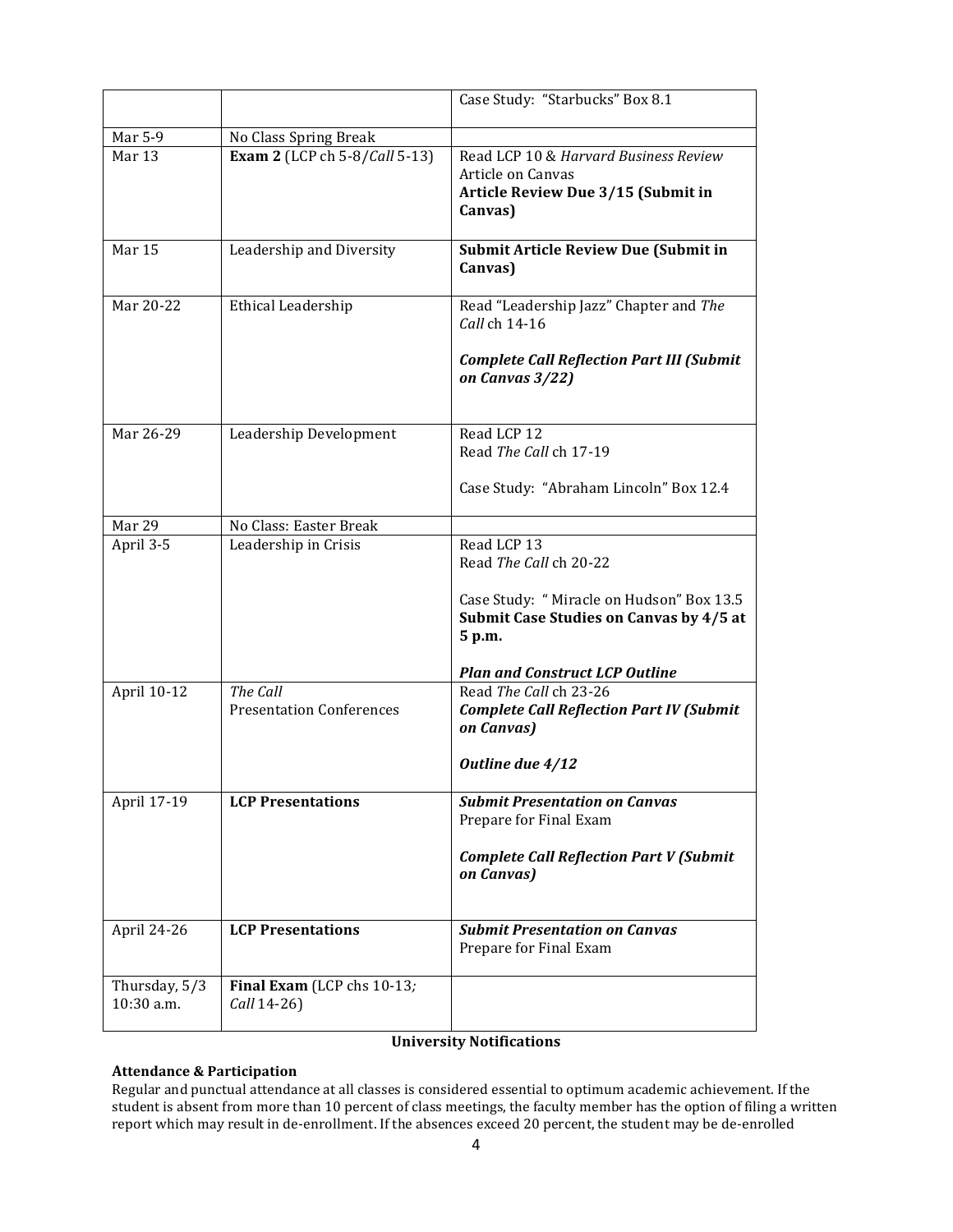| | | |
|---|---|---|
| | | Case Study: "Starbucks" Box 8.1 |
| Mar 5-9 | No Class Spring Break | |
| Mar 13 | **Exam 2** (LCP ch 5-8/*Call* 5-13) | Read LCP 10 & *Harvard Business Review* Article on Canvas<br>**Article Review Due 3/15 (Submit in Canvas)** |
| Mar 15 | Leadership and Diversity | **Submit Article Review Due (Submit in Canvas)** |
| Mar 20-22 | Ethical Leadership | Read "Leadership Jazz" Chapter and *The Call* ch 14-16<br><br>***Complete Call Reflection Part III (Submit on Canvas 3/22)*** |
| Mar 26-29 | Leadership Development | Read LCP 12<br>Read *The Call* ch 17-19<br><br>Case Study: "Abraham Lincoln" Box 12.4 |
| Mar 29 | No Class: Easter Break | |
| April 3-5 | Leadership in Crisis | Read LCP 13<br>Read *The Call* ch 20-22<br><br>Case Study: " Miracle on Hudson" Box 13.5<br>**Submit Case Studies on Canvas by 4/5 at 5 p.m.**<br><br>***Plan and Construct LCP Outline*** |
| April 10-12 | *The Call*<br>Presentation Conferences | Read *The Call* ch 23-26<br>***Complete Call Reflection Part IV (Submit on Canvas)***<br><br>***Outline due 4/12*** |
| April 17-19 | **LCP Presentations** | ***Submit Presentation on Canvas***<br>Prepare for Final Exam<br><br>***Complete Call Reflection Part V (Submit on Canvas)*** |
| April 24-26 | **LCP Presentations** | ***Submit Presentation on Canvas***<br>Prepare for Final Exam |
| Thursday, 5/3 10:30 a.m. | **Final Exam** (LCP chs 10-13*;* *Call* 14-26) | |

## University Notifications

### Attendance & Participation

Regular and punctual attendance at all classes is considered essential to optimum academic achievement. If the student is absent from more than 10 percent of class meetings, the faculty member has the option of filing a written report which may result in de-enrollment. If the absences exceed 20 percent, the student may be de-enrolled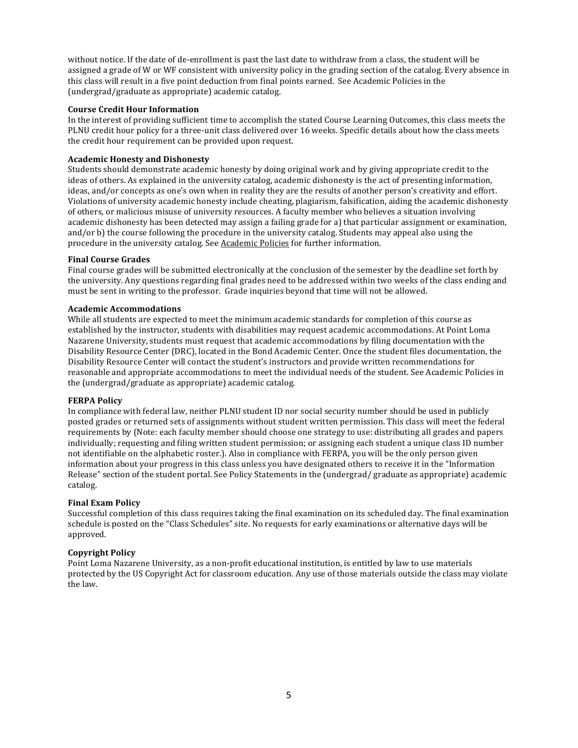without notice. If the date of de-enrollment is past the last date to withdraw from a class, the student will be assigned a grade of W or WF consistent with university policy in the grading section of the catalog. Every absence in this class will result in a five point deduction from final points earned. See Academic Policies in the (undergrad/graduate as appropriate) academic catalog.

**Course Credit Hour Information**

In the interest of providing sufficient time to accomplish the stated Course Learning Outcomes, this class meets the PLNU credit hour policy for a three-unit class delivered over 16 weeks. Specific details about how the class meets the credit hour requirement can be provided upon request.

**Academic Honesty and Dishonesty**

Students should demonstrate academic honesty by doing original work and by giving appropriate credit to the ideas of others. As explained in the university catalog, academic dishonesty is the act of presenting information, ideas, and/or concepts as one's own when in reality they are the results of another person's creativity and effort. Violations of university academic honesty include cheating, plagiarism, falsification, aiding the academic dishonesty of others, or malicious misuse of university resources. A faculty member who believes a situation involving academic dishonesty has been detected may assign a failing grade for a) that particular assignment or examination, and/or b) the course following the procedure in the university catalog. Students may appeal also using the procedure in the university catalog. See Academic Policies for further information.

**Final Course Grades**

Final course grades will be submitted electronically at the conclusion of the semester by the deadline set forth by the university. Any questions regarding final grades need to be addressed within two weeks of the class ending and must be sent in writing to the professor. Grade inquiries beyond that time will not be allowed.

**Academic Accommodations**

While all students are expected to meet the minimum academic standards for completion of this course as established by the instructor, students with disabilities may request academic accommodations. At Point Loma Nazarene University, students must request that academic accommodations by filing documentation with the Disability Resource Center (DRC), located in the Bond Academic Center. Once the student files documentation, the Disability Resource Center will contact the student's instructors and provide written recommendations for reasonable and appropriate accommodations to meet the individual needs of the student. See Academic Policies in the (undergrad/graduate as appropriate) academic catalog.

**FERPA Policy**

In compliance with federal law, neither PLNU student ID nor social security number should be used in publicly posted grades or returned sets of assignments without student written permission. This class will meet the federal requirements by (Note: each faculty member should choose one strategy to use: distributing all grades and papers individually; requesting and filing written student permission; or assigning each student a unique class ID number not identifiable on the alphabetic roster.). Also in compliance with FERPA, you will be the only person given information about your progress in this class unless you have designated others to receive it in the "Information Release" section of the student portal. See Policy Statements in the (undergrad/ graduate as appropriate) academic catalog.

**Final Exam Policy**

Successful completion of this class requires taking the final examination on its scheduled day. The final examination schedule is posted on the "Class Schedules" site. No requests for early examinations or alternative days will be approved.

**Copyright Policy**

Point Loma Nazarene University, as a non-profit educational institution, is entitled by law to use materials protected by the US Copyright Act for classroom education. Any use of those materials outside the class may violate the law.